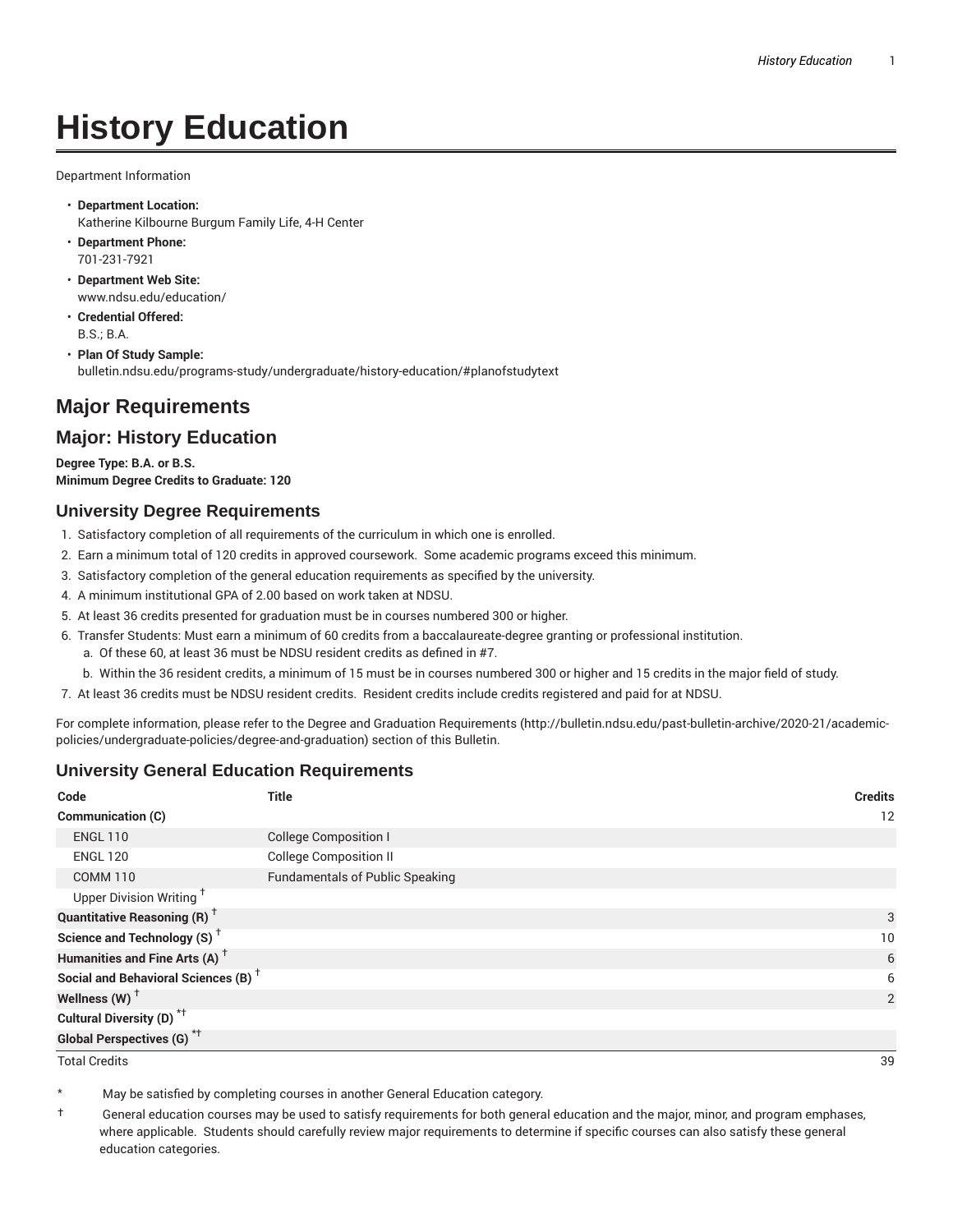# History Education

Department Information

- **Department Location:**
  Katherine Kilbourne Burgum Family Life, 4-H Center
- **Department Phone:**
  701-231-7921
- **Department Web Site:**
  www.ndsu.edu/education/
- **Credential Offered:**
  B.S.; B.A.
- **Plan Of Study Sample:**
  bulletin.ndsu.edu/programs-study/undergraduate/history-education/#planofstudytext

## Major Requirements

## Major: History Education

**Degree Type: B.A. or B.S.**
**Minimum Degree Credits to Graduate: 120**

### University Degree Requirements

1. Satisfactory completion of all requirements of the curriculum in which one is enrolled.
2. Earn a minimum total of 120 credits in approved coursework. Some academic programs exceed this minimum.
3. Satisfactory completion of the general education requirements as specified by the university.
4. A minimum institutional GPA of 2.00 based on work taken at NDSU.
5. At least 36 credits presented for graduation must be in courses numbered 300 or higher.
6. Transfer Students: Must earn a minimum of 60 credits from a baccalaureate-degree granting or professional institution.
   a. Of these 60, at least 36 must be NDSU resident credits as defined in #7.
   b. Within the 36 resident credits, a minimum of 15 must be in courses numbered 300 or higher and 15 credits in the major field of study.
7. At least 36 credits must be NDSU resident credits. Resident credits include credits registered and paid for at NDSU.

For complete information, please refer to the Degree and Graduation Requirements (http://bulletin.ndsu.edu/past-bulletin-archive/2020-21/academic-policies/undergraduate-policies/degree-and-graduation) section of this Bulletin.

### University General Education Requirements

| Code | Title | Credits |
|---|---|---|
| **Communication (C)** | | 12 |
| ENGL 110 | College Composition I | |
| ENGL 120 | College Composition II | |
| COMM 110 | Fundamentals of Public Speaking | |
| Upper Division Writing † | | |
| **Quantitative Reasoning (R) †** | | 3 |
| **Science and Technology (S) †** | | 10 |
| **Humanities and Fine Arts (A) †** | | 6 |
| **Social and Behavioral Sciences (B) †** | | 6 |
| **Wellness (W) †** | | 2 |
| **Cultural Diversity (D) *†** | | |
| **Global Perspectives (G) *†** | | |
| Total Credits | | 39 |

\* May be satisfied by completing courses in another General Education category.

† General education courses may be used to satisfy requirements for both general education and the major, minor, and program emphases, where applicable. Students should carefully review major requirements to determine if specific courses can also satisfy these general education categories.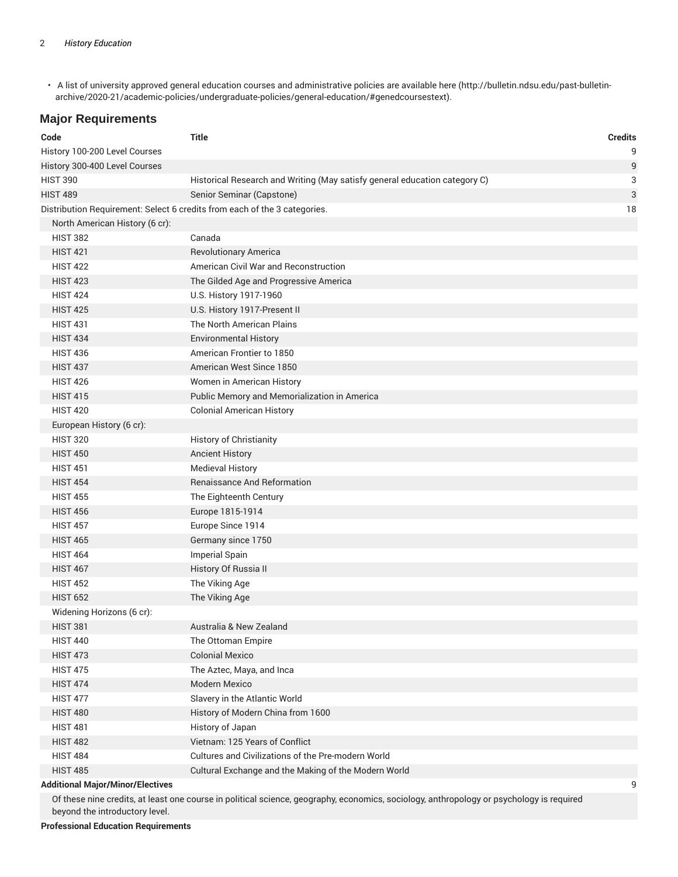- A list of university approved general education courses and administrative policies are available here (http://bulletin.ndsu.edu/past-bulletin-archive/2020-21/academic-policies/undergraduate-policies/general-education/#genedcoursestext).

## Major Requirements

| Code | Title | Credits |
|---|---|---|
| History 100-200 Level Courses | | 9 |
| History 300-400 Level Courses | | 9 |
| HIST 390 | Historical Research and Writing (May satisfy general education category C) | 3 |
| HIST 489 | Senior Seminar (Capstone) | 3 |
| Distribution Requirement: Select 6 credits from each of the 3 categories. | | 18 |
| North American History (6 cr): | | |
| HIST 382 | Canada | |
| HIST 421 | Revolutionary America | |
| HIST 422 | American Civil War and Reconstruction | |
| HIST 423 | The Gilded Age and Progressive America | |
| HIST 424 | U.S. History 1917-1960 | |
| HIST 425 | U.S. History 1917-Present II | |
| HIST 431 | The North American Plains | |
| HIST 434 | Environmental History | |
| HIST 436 | American Frontier to 1850 | |
| HIST 437 | American West Since 1850 | |
| HIST 426 | Women in American History | |
| HIST 415 | Public Memory and Memorialization in America | |
| HIST 420 | Colonial American History | |
| European History (6 cr): | | |
| HIST 320 | History of Christianity | |
| HIST 450 | Ancient History | |
| HIST 451 | Medieval History | |
| HIST 454 | Renaissance And Reformation | |
| HIST 455 | The Eighteenth Century | |
| HIST 456 | Europe 1815-1914 | |
| HIST 457 | Europe Since 1914 | |
| HIST 465 | Germany since 1750 | |
| HIST 464 | Imperial Spain | |
| HIST 467 | History Of Russia II | |
| HIST 452 | The Viking Age | |
| HIST 652 | The Viking Age | |
| Widening Horizons (6 cr): | | |
| HIST 381 | Australia & New Zealand | |
| HIST 440 | The Ottoman Empire | |
| HIST 473 | Colonial Mexico | |
| HIST 475 | The Aztec, Maya, and Inca | |
| HIST 474 | Modern Mexico | |
| HIST 477 | Slavery in the Atlantic World | |
| HIST 480 | History of Modern China from 1600 | |
| HIST 481 | History of Japan | |
| HIST 482 | Vietnam: 125 Years of Conflict | |
| HIST 484 | Cultures and Civilizations of the Pre-modern World | |
| HIST 485 | Cultural Exchange and the Making of the Modern World | |
| **Additional Major/Minor/Electives** | | 9 |
| Of these nine credits, at least one course in political science, geography, economics, sociology, anthropology or psychology is required beyond the introductory level. | | |
| **Professional Education Requirements** | | |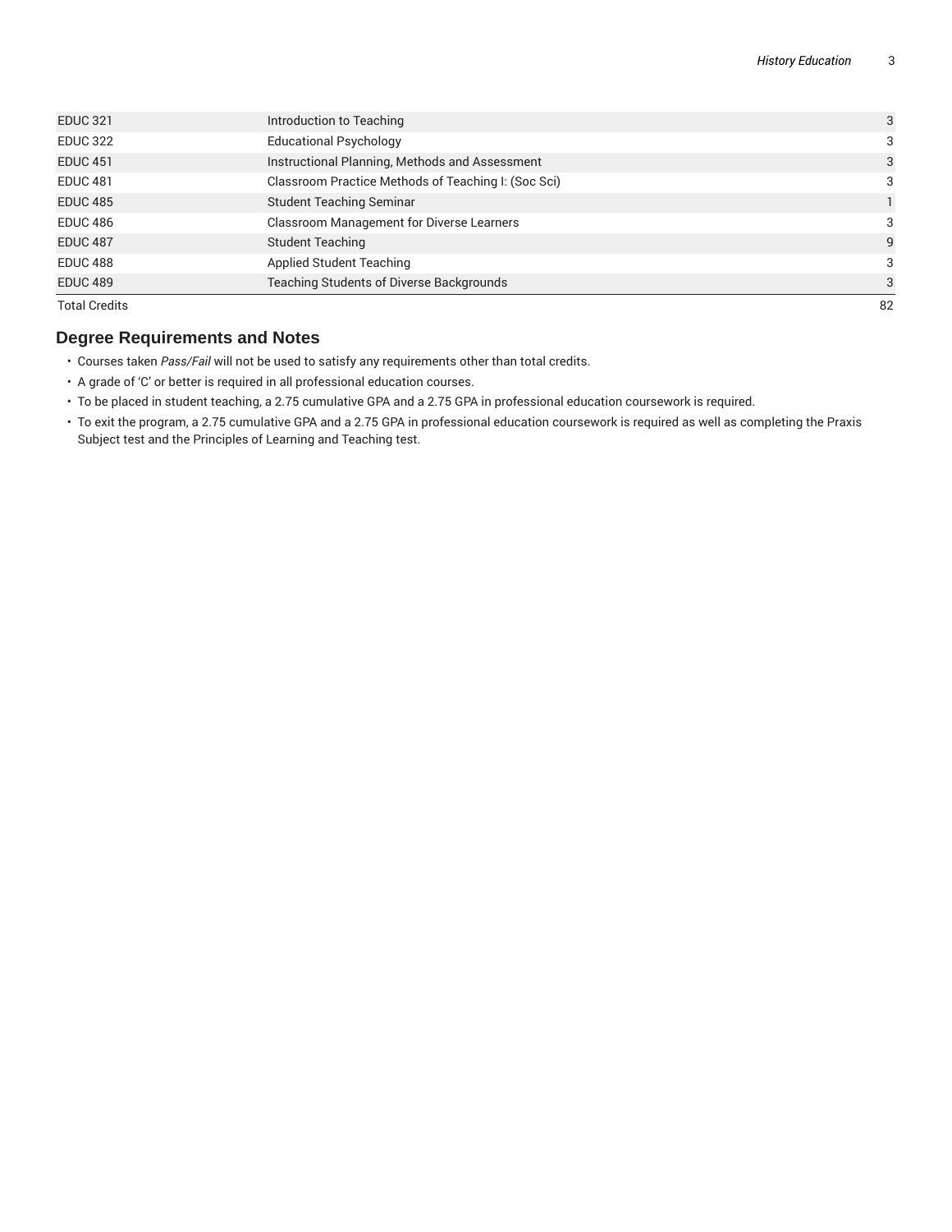| | | |
|---|---|---|
| EDUC 321 | Introduction to Teaching | 3 |
| EDUC 322 | Educational Psychology | 3 |
| EDUC 451 | Instructional Planning, Methods and Assessment | 3 |
| EDUC 481 | Classroom Practice Methods of Teaching I: (Soc Sci) | 3 |
| EDUC 485 | Student Teaching Seminar | 1 |
| EDUC 486 | Classroom Management for Diverse Learners | 3 |
| EDUC 487 | Student Teaching | 9 |
| EDUC 488 | Applied Student Teaching | 3 |
| EDUC 489 | Teaching Students of Diverse Backgrounds | 3 |
| Total Credits | | 82 |

## Degree Requirements and Notes

- Courses taken *Pass/Fail* will not be used to satisfy any requirements other than total credits.
- A grade of 'C' or better is required in all professional education courses.
- To be placed in student teaching, a 2.75 cumulative GPA and a 2.75 GPA in professional education coursework is required.
- To exit the program, a 2.75 cumulative GPA and a 2.75 GPA in professional education coursework is required as well as completing the Praxis Subject test and the Principles of Learning and Teaching test.